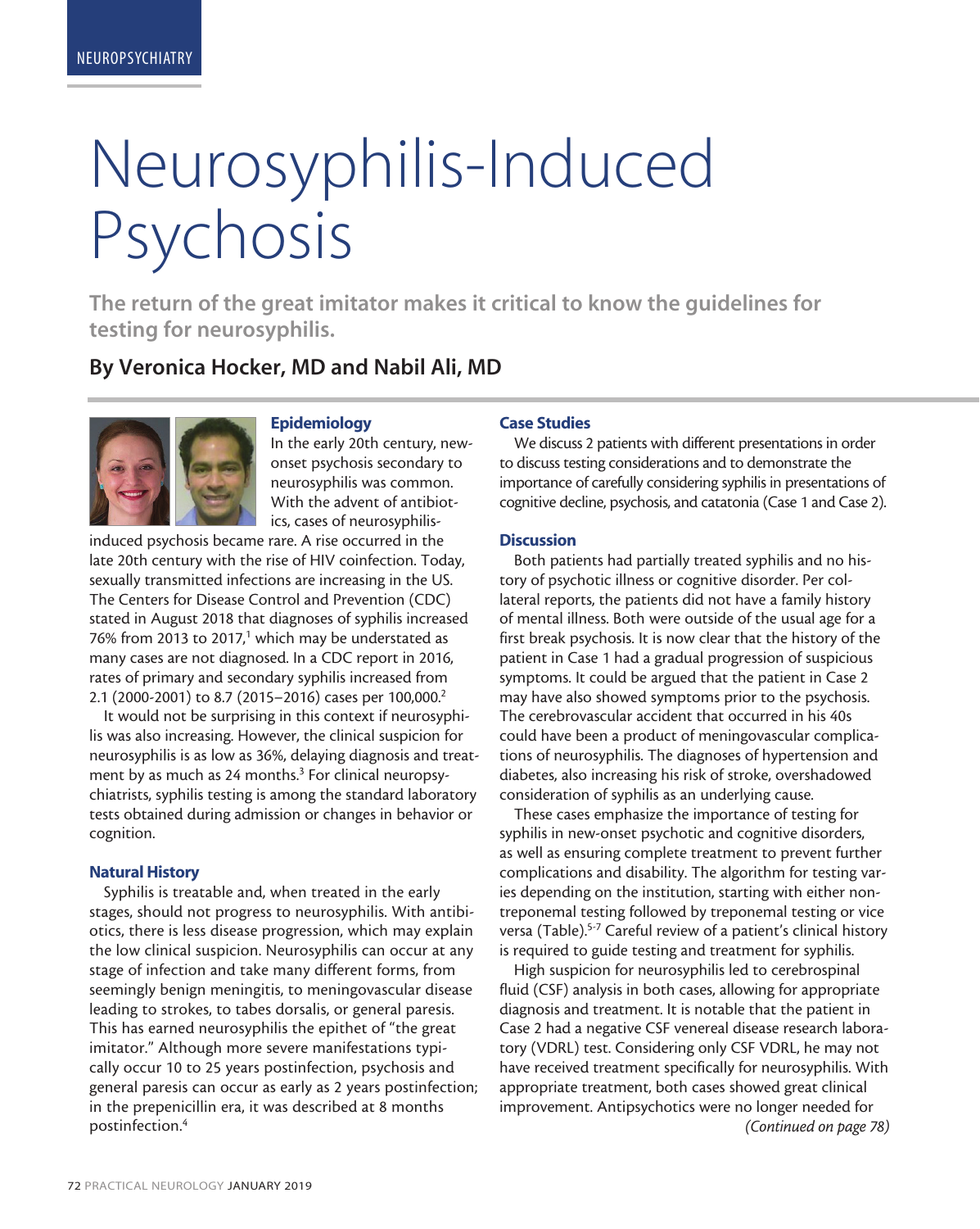NEUROPSYCHIATRY

# Neurosyphilis-Induced Psychosis

**The return of the great imitator makes it critical to know the guidelines for testing for neurosyphilis.**

**By Veronica Hocker, MD and Nabil Ali, MD**

## Epidemiology

In the early 20th century, new-onset psychosis secondary to neurosyphilis was common. With the advent of antibiotics, cases of neurosyphilis-induced psychosis became rare. A rise occurred in the late 20th century with the rise of HIV coinfection. Today, sexually transmitted infections are increasing in the US. The Centers for Disease Control and Prevention (CDC) stated in August 2018 that diagnoses of syphilis increased 76% from 2013 to 2017,[1] which may be understated as many cases are not diagnosed. In a CDC report in 2016, rates of primary and secondary syphilis increased from 2.1 (2000-2001) to 8.7 (2015–2016) cases per 100,000.[2]

It would not be surprising in this context if neurosyphilis was also increasing. However, the clinical suspicion for neurosyphilis is as low as 36%, delaying diagnosis and treatment by as much as 24 months.[3] For clinical neuropsychiatrists, syphilis testing is among the standard laboratory tests obtained during admission or changes in behavior or cognition.

## Natural History

Syphilis is treatable and, when treated in the early stages, should not progress to neurosyphilis. With antibiotics, there is less disease progression, which may explain the low clinical suspicion. Neurosyphilis can occur at any stage of infection and take many different forms, from seemingly benign meningitis, to meningovascular disease leading to strokes, to tabes dorsalis, or general paresis. This has earned neurosyphilis the epithet of "the great imitator." Although more severe manifestations typically occur 10 to 25 years postinfection, psychosis and general paresis can occur as early as 2 years postinfection; in the prepenicillin era, it was described at 8 months postinfection.[4]

## Case Studies

We discuss 2 patients with different presentations in order to discuss testing considerations and to demonstrate the importance of carefully considering syphilis in presentations of cognitive decline, psychosis, and catatonia (Case 1 and Case 2).

## Discussion

Both patients had partially treated syphilis and no history of psychotic illness or cognitive disorder. Per collateral reports, the patients did not have a family history of mental illness. Both were outside of the usual age for a first break psychosis. It is now clear that the history of the patient in Case 1 had a gradual progression of suspicious symptoms. It could be argued that the patient in Case 2 may have also showed symptoms prior to the psychosis. The cerebrovascular accident that occurred in his 40s could have been a product of meningovascular complications of neurosyphilis. The diagnoses of hypertension and diabetes, also increasing his risk of stroke, overshadowed consideration of syphilis as an underlying cause.

These cases emphasize the importance of testing for syphilis in new-onset psychotic and cognitive disorders, as well as ensuring complete treatment to prevent further complications and disability. The algorithm for testing varies depending on the institution, starting with either nontreponemal testing followed by treponemal testing or vice versa (Table).[5-7] Careful review of a patient's clinical history is required to guide testing and treatment for syphilis.

High suspicion for neurosyphilis led to cerebrospinal fluid (CSF) analysis in both cases, allowing for appropriate diagnosis and treatment. It is notable that the patient in Case 2 had a negative CSF venereal disease research laboratory (VDRL) test. Considering only CSF VDRL, he may not have received treatment specifically for neurosyphilis. With appropriate treatment, both cases showed great clinical improvement. Antipsychotics were no longer needed for

*(Continued on page 78)*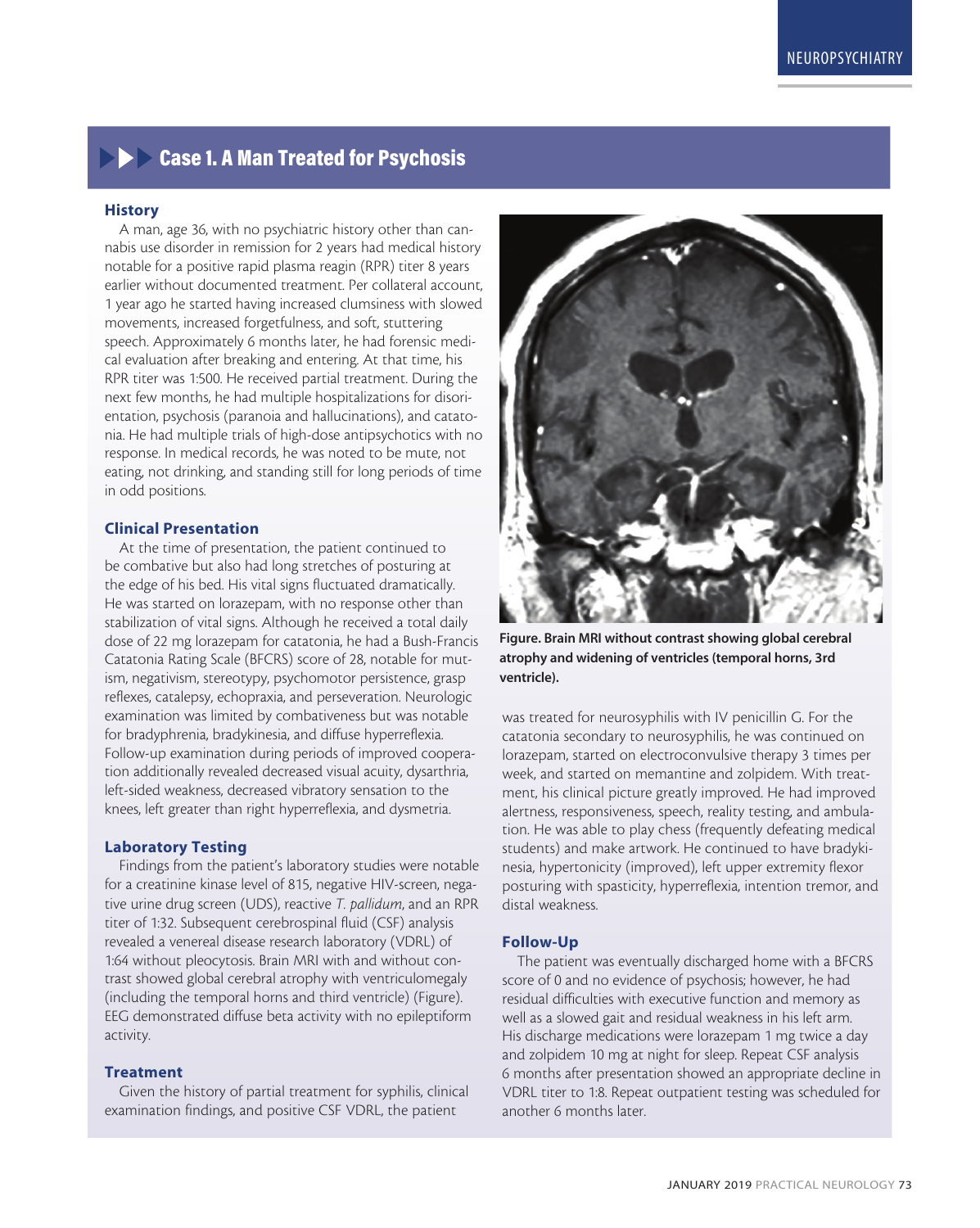## Case 1. A Man Treated for Psychosis

### History

A man, age 36, with no psychiatric history other than cannabis use disorder in remission for 2 years had medical history notable for a positive rapid plasma reagin (RPR) titer 8 years earlier without documented treatment. Per collateral account, 1 year ago he started having increased clumsiness with slowed movements, increased forgetfulness, and soft, stuttering speech. Approximately 6 months later, he had forensic medical evaluation after breaking and entering. At that time, his RPR titer was 1:500. He received partial treatment. During the next few months, he had multiple hospitalizations for disorientation, psychosis (paranoia and hallucinations), and catatonia. He had multiple trials of high-dose antipsychotics with no response. In medical records, he was noted to be mute, not eating, not drinking, and standing still for long periods of time in odd positions.

### Clinical Presentation

At the time of presentation, the patient continued to be combative but also had long stretches of posturing at the edge of his bed. His vital signs fluctuated dramatically. He was started on lorazepam, with no response other than stabilization of vital signs. Although he received a total daily dose of 22 mg lorazepam for catatonia, he had a Bush-Francis Catatonia Rating Scale (BFCRS) score of 28, notable for mutism, negativism, stereotypy, psychomotor persistence, grasp reflexes, catalepsy, echopraxia, and perseveration. Neurologic examination was limited by combativeness but was notable for bradyphrenia, bradykinesia, and diffuse hyperreflexia. Follow-up examination during periods of improved cooperation additionally revealed decreased visual acuity, dysarthria, left-sided weakness, decreased vibratory sensation to the knees, left greater than right hyperreflexia, and dysmetria.

### Laboratory Testing

Findings from the patient's laboratory studies were notable for a creatinine kinase level of 815, negative HIV-screen, negative urine drug screen (UDS), reactive *T. pallidum*, and an RPR titer of 1:32. Subsequent cerebrospinal fluid (CSF) analysis revealed a venereal disease research laboratory (VDRL) of 1:64 without pleocytosis. Brain MRI with and without contrast showed global cerebral atrophy with ventriculomegaly (including the temporal horns and third ventricle) (Figure). EEG demonstrated diffuse beta activity with no epileptiform activity.

**Figure. Brain MRI without contrast showing global cerebral atrophy and widening of ventricles (temporal horns, 3rd ventricle).**

### Treatment

Given the history of partial treatment for syphilis, clinical examination findings, and positive CSF VDRL, the patient was treated for neurosyphilis with IV penicillin G. For the catatonia secondary to neurosyphilis, he was continued on lorazepam, started on electroconvulsive therapy 3 times per week, and started on memantine and zolpidem. With treatment, his clinical picture greatly improved. He had improved alertness, responsiveness, speech, reality testing, and ambulation. He was able to play chess (frequently defeating medical students) and make artwork. He continued to have bradykinesia, hypertonicity (improved), left upper extremity flexor posturing with spasticity, hyperreflexia, intention tremor, and distal weakness.

### Follow-Up

The patient was eventually discharged home with a BFCRS score of 0 and no evidence of psychosis; however, he had residual difficulties with executive function and memory as well as a slowed gait and residual weakness in his left arm. His discharge medications were lorazepam 1 mg twice a day and zolpidem 10 mg at night for sleep. Repeat CSF analysis 6 months after presentation showed an appropriate decline in VDRL titer to 1:8. Repeat outpatient testing was scheduled for another 6 months later.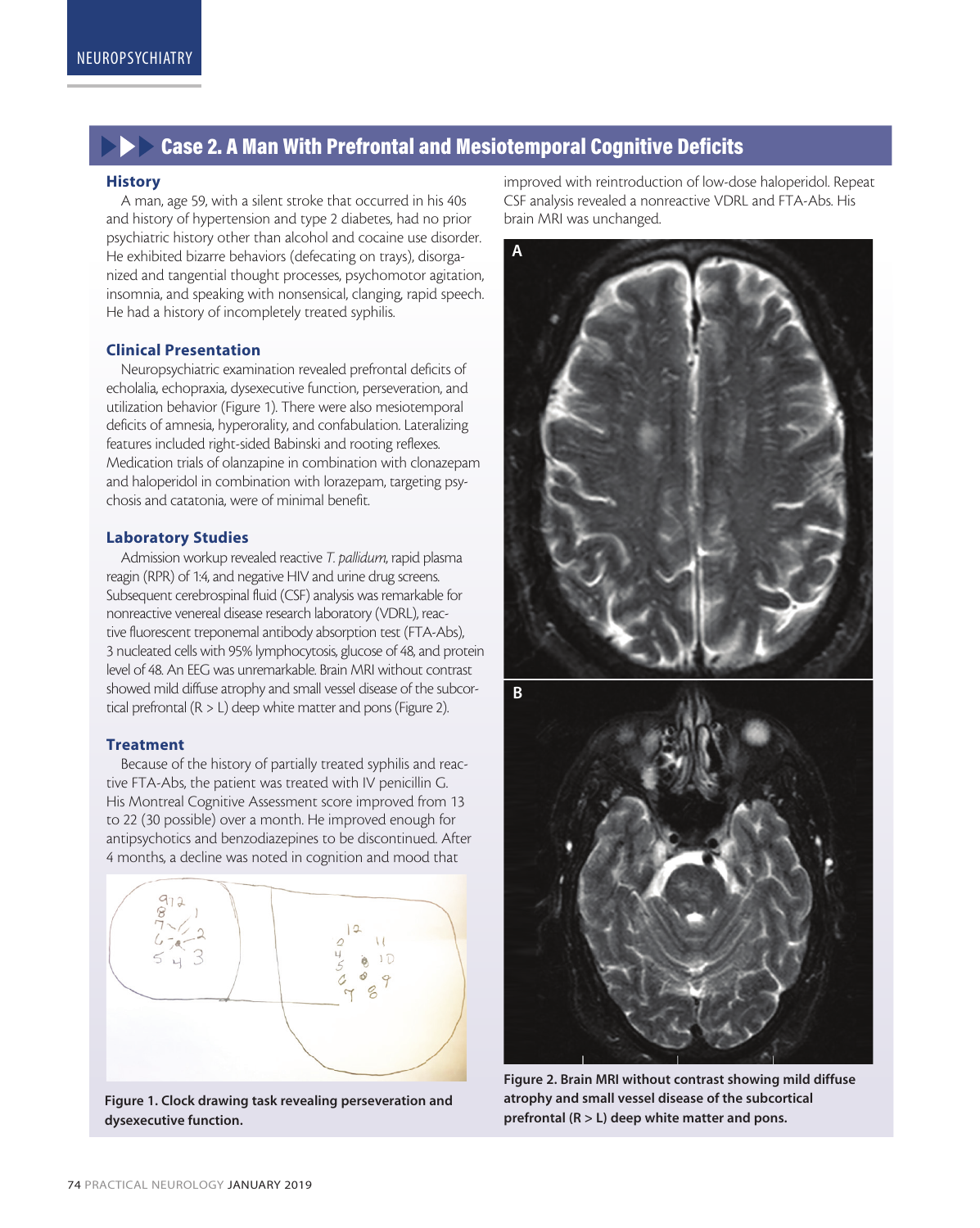## Case 2. A Man With Prefrontal and Mesiotemporal Cognitive Deficits

### History

A man, age 59, with a silent stroke that occurred in his 40s and history of hypertension and type 2 diabetes, had no prior psychiatric history other than alcohol and cocaine use disorder. He exhibited bizarre behaviors (defecating on trays), disorganized and tangential thought processes, psychomotor agitation, insomnia, and speaking with nonsensical, clanging, rapid speech. He had a history of incompletely treated syphilis.

### Clinical Presentation

Neuropsychiatric examination revealed prefrontal deficits of echolalia, echopraxia, dysexecutive function, perseveration, and utilization behavior (Figure 1). There were also mesiotemporal deficits of amnesia, hyperorality, and confabulation. Lateralizing features included right-sided Babinski and rooting reflexes. Medication trials of olanzapine in combination with clonazepam and haloperidol in combination with lorazepam, targeting psychosis and catatonia, were of minimal benefit.

### Laboratory Studies

Admission workup revealed reactive *T. pallidum*, rapid plasma reagin (RPR) of 1:4, and negative HIV and urine drug screens. Subsequent cerebrospinal fluid (CSF) analysis was remarkable for nonreactive venereal disease research laboratory (VDRL), reactive fluorescent treponemal antibody absorption test (FTA-Abs), 3 nucleated cells with 95% lymphocytosis, glucose of 48, and protein level of 48. An EEG was unremarkable. Brain MRI without contrast showed mild diffuse atrophy and small vessel disease of the subcortical prefrontal (R > L) deep white matter and pons (Figure 2).

### Treatment

Because of the history of partially treated syphilis and reactive FTA-Abs, the patient was treated with IV penicillin G. His Montreal Cognitive Assessment score improved from 13 to 22 (30 possible) over a month. He improved enough for antipsychotics and benzodiazepines to be discontinued. After 4 months, a decline was noted in cognition and mood that improved with reintroduction of low-dose haloperidol. Repeat CSF analysis revealed a nonreactive VDRL and FTA-Abs. His brain MRI was unchanged.

**Figure 1. Clock drawing task revealing perseveration and dysexecutive function.**

**Figure 2. Brain MRI without contrast showing mild diffuse atrophy and small vessel disease of the subcortical prefrontal (R > L) deep white matter and pons.**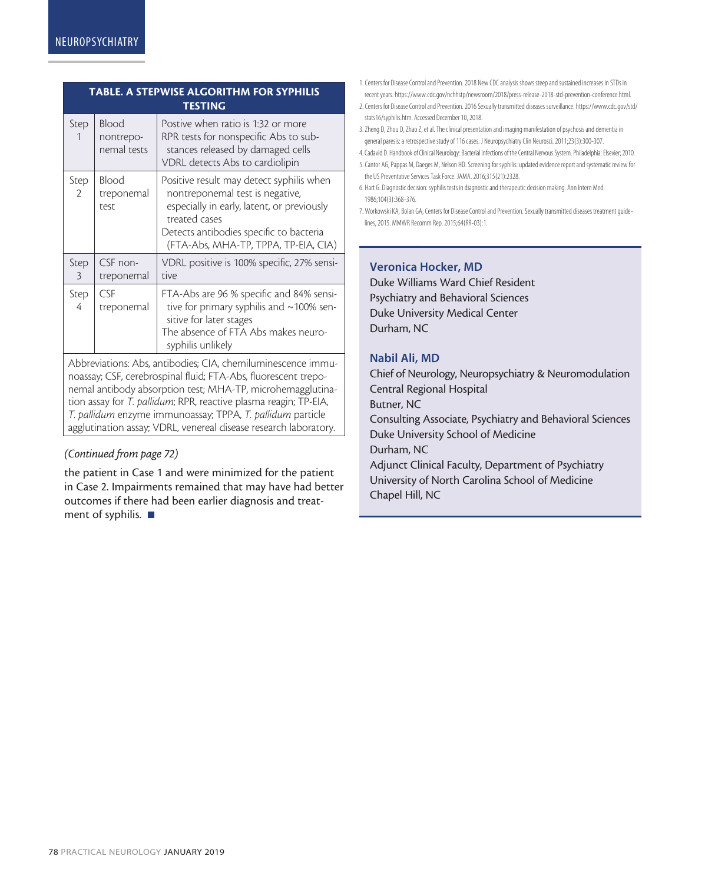**TABLE. A STEPWISE ALGORITHM FOR SYPHILIS TESTING**

| | | |
|---|---|---|
| Step 1 | Blood nontreponemal tests | Postive when ratio is 1:32 or more<br>RPR tests for nonspecific Abs to substances released by damaged cells<br>VDRL detects Abs to cardiolipin |
| Step 2 | Blood treponemal test | Positive result may detect syphilis when nontreponemal test is negative, especially in early, latent, or previously treated cases<br>Detects antibodies specific to bacteria (FTA-Abs, MHA-TP, TPPA, TP-EIA, CIA) |
| Step 3 | CSF non-treponemal | VDRL positive is 100% specific, 27% sensitive |
| Step 4 | CSF treponemal | FTA-Abs are 96 % specific and 84% sensitive for primary syphilis and ~100% sensitive for later stages<br>The absence of FTA Abs makes neurosyphilis unlikely |

Abbreviations: Abs, antibodies; CIA, chemiluminescence immunoassay; CSF, cerebrospinal fluid; FTA-Abs, fluorescent treponemal antibody absorption test; MHA-TP, microhemagglutination assay for *T. pallidum*; RPR, reactive plasma reagin; TP-EIA, *T. pallidum* enzyme immunoassay; TPPA, *T. pallidum* particle agglutination assay; VDRL, venereal disease research laboratory.

*(Continued from page 72)*

the patient in Case 1 and were minimized for the patient in Case 2. Impairments remained that may have had better outcomes if there had been earlier diagnosis and treatment of syphilis. ■

1. Centers for Disease Control and Prevention. 2018 New CDC analysis shows steep and sustained increases in STDs in recent years. https://www.cdc.gov/nchhstp/newsroom/2018/press-release-2018-std-prevention-conference.html.
2. Centers for Disease Control and Prevention. 2016 Sexually transmitted diseases surveillance. https://www.cdc.gov/std/stats16/syphilis.htm. Accessed December 10, 2018.
3. Zheng D, Zhou D, Zhao Z, et al. The clinical presentation and imaging manifestation of psychosis and dementia in general paresis: a retrospective study of 116 cases. J Neuropsychiatry Clin Neurosci. 2011;23(3):300-307.
4. Cadavid D. Handbook of Clinical Neurology: Bacterial Infections of the Central Nervous System. Philadelphia: Elsevier; 2010.
5. Cantor AG, Pappas M, Daeges M, Nelson HD. Screening for syphilis: updated evidence report and systematic review for the US Preventative Services Task Force. JAMA. 2016;315(21):2328.
6. Hart G. Diagnostic decision: syphilis tests in diagnostic and therapeutic decision making. Ann Intern Med. 1986;104(3):368-376.
7. Workowski KA, Bolan GA, Centers for Disease Control and Prevention. Sexually transmitted diseases treatment guidelines, 2015. MMWR Recomm Rep. 2015;64(RR-03):1.

**Veronica Hocker, MD**
Duke Williams Ward Chief Resident
Psychiatry and Behavioral Sciences
Duke University Medical Center
Durham, NC

**Nabil Ali, MD**
Chief of Neurology, Neuropsychiatry & Neuromodulation
Central Regional Hospital
Butner, NC
Consulting Associate, Psychiatry and Behavioral Sciences
Duke University School of Medicine
Durham, NC
Adjunct Clinical Faculty, Department of Psychiatry
University of North Carolina School of Medicine
Chapel Hill, NC